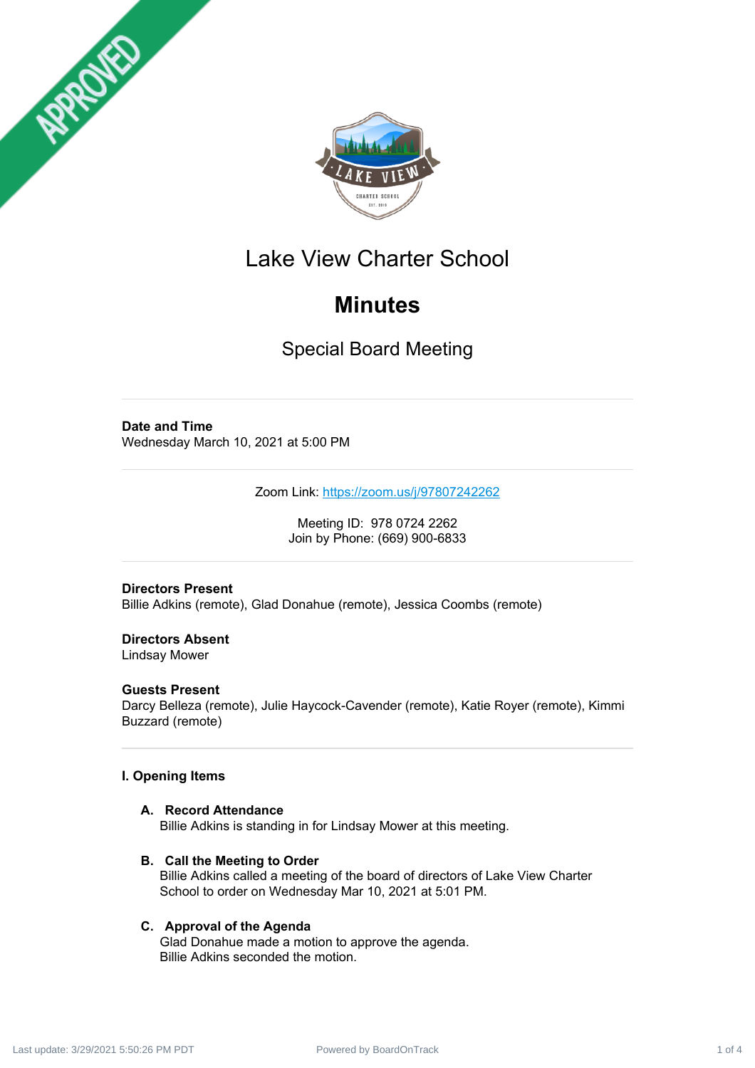# Lake View Charter School

## Minutes

### Special Board Meeting

---

**Date and Time**
Wednesday March 10, 2021 at 5:00 PM

---

Zoom Link: https://zoom.us/j/97807242262

Meeting ID: 978 0724 2262
Join by Phone: (669) 900-6833

---

**Directors Present**
Billie Adkins (remote), Glad Donahue (remote), Jessica Coombs (remote)

**Directors Absent**
Lindsay Mower

**Guests Present**
Darcy Belleza (remote), Julie Haycock-Cavender (remote), Katie Royer (remote), Kimmi Buzzard (remote)

---

**I. Opening Items**

**A. Record Attendance**
Billie Adkins is standing in for Lindsay Mower at this meeting.

**B. Call the Meeting to Order**
Billie Adkins called a meeting of the board of directors of Lake View Charter School to order on Wednesday Mar 10, 2021 at 5:01 PM.

**C. Approval of the Agenda**
Glad Donahue made a motion to approve the agenda.
Billie Adkins seconded the motion.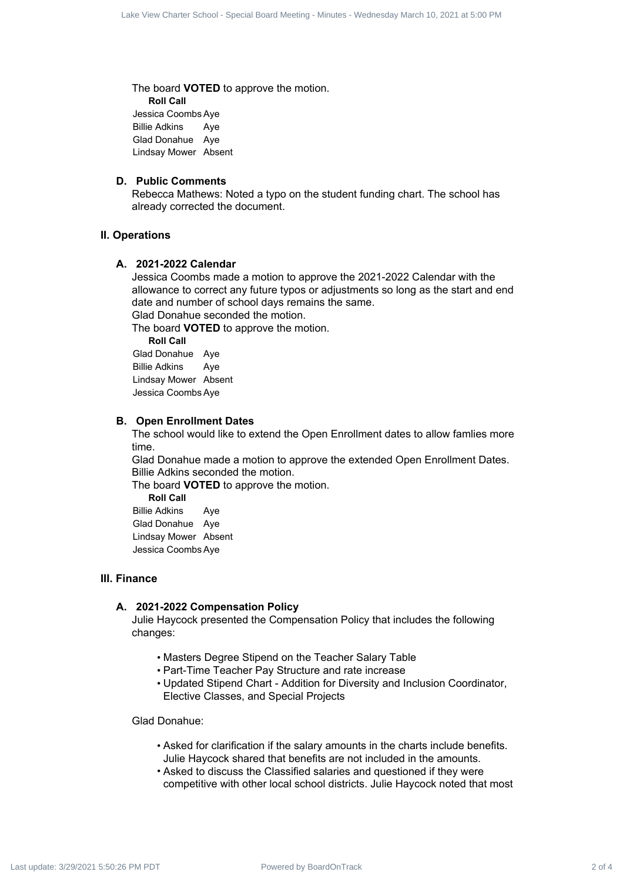The board **VOTED** to approve the motion.

**Roll Call**

| | |
|---|---|
| Jessica Coombs | Aye |
| Billie Adkins | Aye |
| Glad Donahue | Aye |
| Lindsay Mower | Absent |

### D. Public Comments

Rebecca Mathews: Noted a typo on the student funding chart. The school has already corrected the document.

## II. Operations

### A. 2021-2022 Calendar

Jessica Coombs made a motion to approve the 2021-2022 Calendar with the allowance to correct any future typos or adjustments so long as the start and end date and number of school days remains the same.
Glad Donahue seconded the motion.
The board **VOTED** to approve the motion.

**Roll Call**

| | |
|---|---|
| Glad Donahue | Aye |
| Billie Adkins | Aye |
| Lindsay Mower | Absent |
| Jessica Coombs | Aye |

### B. Open Enrollment Dates

The school would like to extend the Open Enrollment dates to allow famlies more time.
Glad Donahue made a motion to approve the extended Open Enrollment Dates.
Billie Adkins seconded the motion.
The board **VOTED** to approve the motion.

**Roll Call**

| | |
|---|---|
| Billie Adkins | Aye |
| Glad Donahue | Aye |
| Lindsay Mower | Absent |
| Jessica Coombs | Aye |

## III. Finance

### A. 2021-2022 Compensation Policy

Julie Haycock presented the Compensation Policy that includes the following changes:

- Masters Degree Stipend on the Teacher Salary Table
- Part-Time Teacher Pay Structure and rate increase
- Updated Stipend Chart - Addition for Diversity and Inclusion Coordinator, Elective Classes, and Special Projects

Glad Donahue:

- Asked for clarification if the salary amounts in the charts include benefits. Julie Haycock shared that benefits are not included in the amounts.
- Asked to discuss the Classified salaries and questioned if they were competitive with other local school districts. Julie Haycock noted that most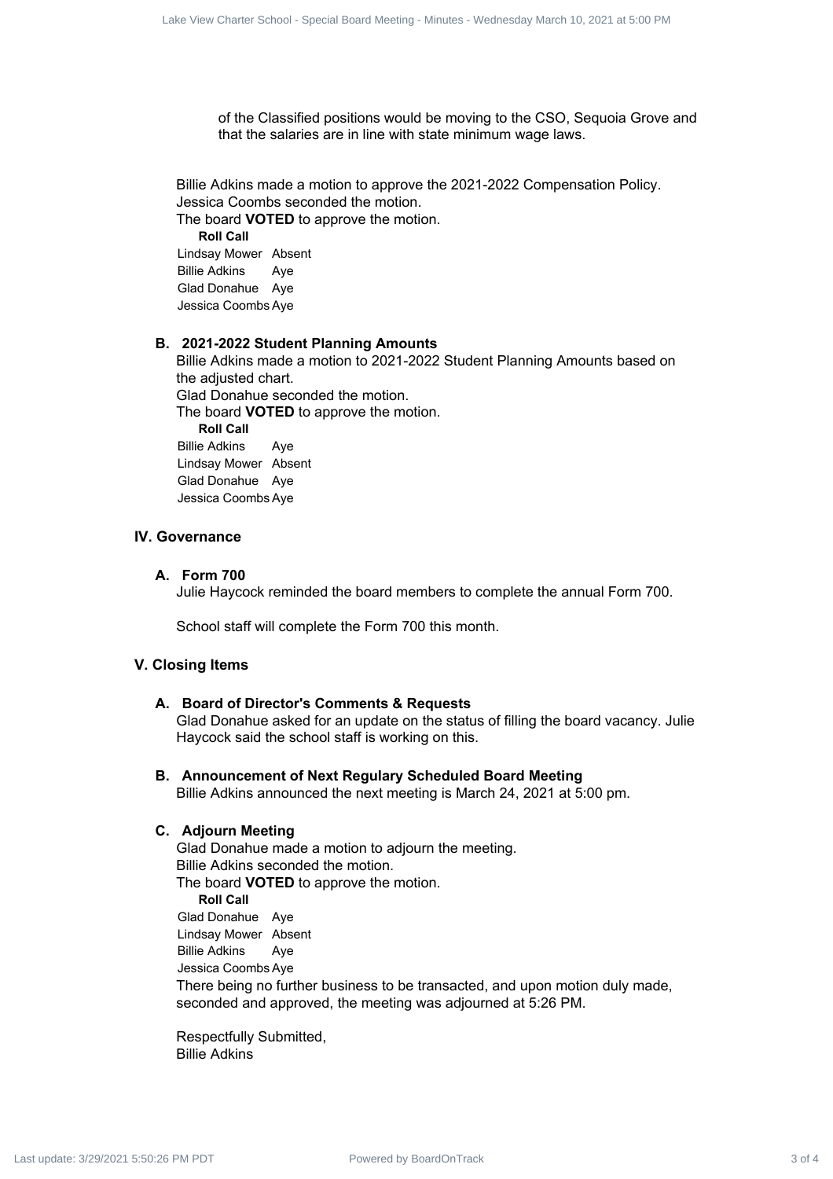of the Classified positions would be moving to the CSO, Sequoia Grove and that the salaries are in line with state minimum wage laws.

Billie Adkins made a motion to approve the 2021-2022 Compensation Policy.
Jessica Coombs seconded the motion.
The board **VOTED** to approve the motion.

**Roll Call**

| | |
|---|---|
| Lindsay Mower | Absent |
| Billie Adkins | Aye |
| Glad Donahue | Aye |
| Jessica Coombs | Aye |

**B. 2021-2022 Student Planning Amounts**

Billie Adkins made a motion to 2021-2022 Student Planning Amounts based on the adjusted chart.
Glad Donahue seconded the motion.
The board **VOTED** to approve the motion.

**Roll Call**

| | |
|---|---|
| Billie Adkins | Aye |
| Lindsay Mower | Absent |
| Glad Donahue | Aye |
| Jessica Coombs | Aye |

## IV. Governance

**A. Form 700**

Julie Haycock reminded the board members to complete the annual Form 700.

School staff will complete the Form 700 this month.

## V. Closing Items

**A. Board of Director's Comments & Requests**

Glad Donahue asked for an update on the status of filling the board vacancy. Julie Haycock said the school staff is working on this.

**B. Announcement of Next Regular Scheduled Board Meeting**

Billie Adkins announced the next meeting is March 24, 2021 at 5:00 pm.

**C. Adjourn Meeting**

Glad Donahue made a motion to adjourn the meeting.
Billie Adkins seconded the motion.
The board **VOTED** to approve the motion.

**Roll Call**

| | |
|---|---|
| Glad Donahue | Aye |
| Lindsay Mower | Absent |
| Billie Adkins | Aye |
| Jessica Coombs | Aye |

There being no further business to be transacted, and upon motion duly made, seconded and approved, the meeting was adjourned at 5:26 PM.

Respectfully Submitted,
Billie Adkins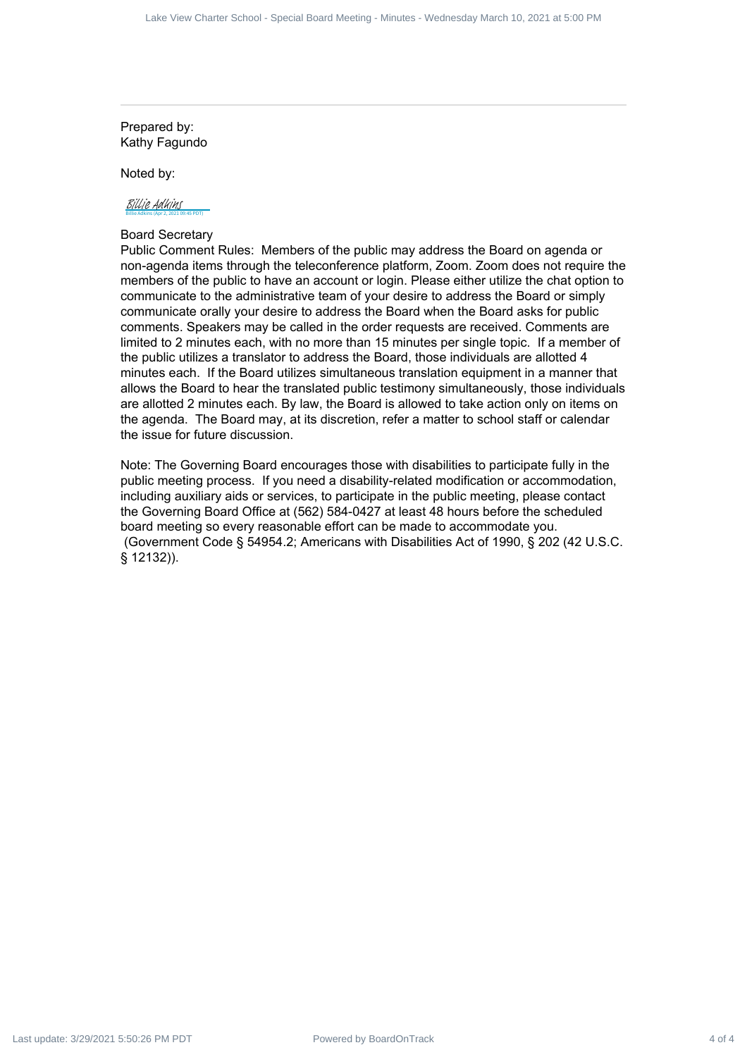---

Prepared by:
Kathy Fagundo

Noted by:

Billie Adkins
Billie Adkins (Apr 2, 2021 09:45 PDT)

Board Secretary
Public Comment Rules: Members of the public may address the Board on agenda or non-agenda items through the teleconference platform, Zoom. Zoom does not require the members of the public to have an account or login. Please either utilize the chat option to communicate to the administrative team of your desire to address the Board or simply communicate orally your desire to address the Board when the Board asks for public comments. Speakers may be called in the order requests are received. Comments are limited to 2 minutes each, with no more than 15 minutes per single topic. If a member of the public utilizes a translator to address the Board, those individuals are allotted 4 minutes each. If the Board utilizes simultaneous translation equipment in a manner that allows the Board to hear the translated public testimony simultaneously, those individuals are allotted 2 minutes each. By law, the Board is allowed to take action only on items on the agenda. The Board may, at its discretion, refer a matter to school staff or calendar the issue for future discussion.

Note: The Governing Board encourages those with disabilities to participate fully in the public meeting process. If you need a disability-related modification or accommodation, including auxiliary aids or services, to participate in the public meeting, please contact the Governing Board Office at (562) 584-0427 at least 48 hours before the scheduled board meeting so every reasonable effort can be made to accommodate you.
(Government Code § 54954.2; Americans with Disabilities Act of 1990, § 202 (42 U.S.C. § 12132)).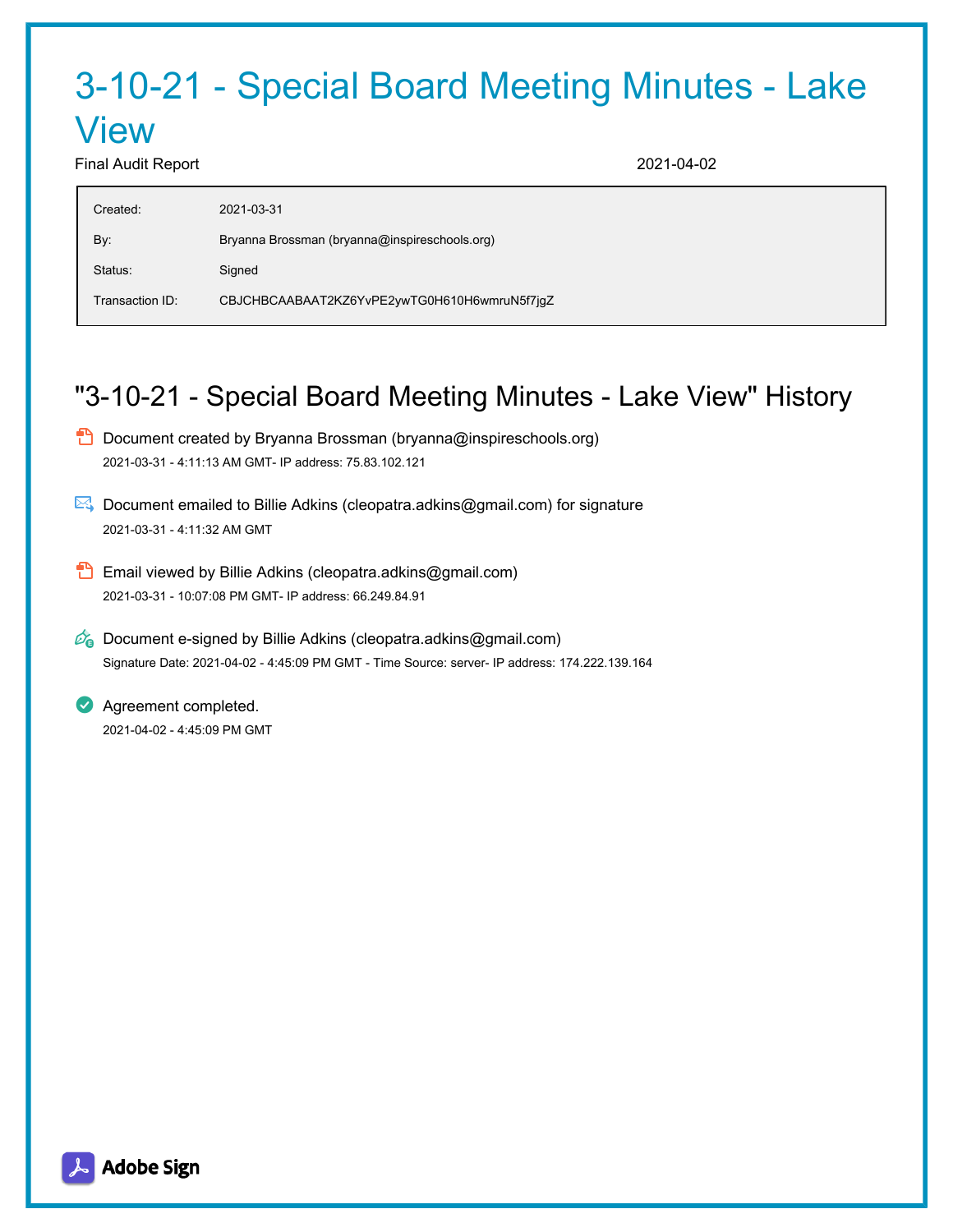# 3-10-21 - Special Board Meeting Minutes - Lake View

Final Audit Report 2021-04-02

| | |
|---|---|
| Created: | 2021-03-31 |
| By: | Bryanna Brossman (bryanna@inspireschools.org) |
| Status: | Signed |
| Transaction ID: | CBJCHBCAABAAT2KZ6YvPE2ywTG0H610H6wmruN5f7jgZ |

## "3-10-21 - Special Board Meeting Minutes - Lake View" History

- Document created by Bryanna Brossman (bryanna@inspireschools.org)
  2021-03-31 - 4:11:13 AM GMT- IP address: 75.83.102.121

- Document emailed to Billie Adkins (cleopatra.adkins@gmail.com) for signature
  2021-03-31 - 4:11:32 AM GMT

- Email viewed by Billie Adkins (cleopatra.adkins@gmail.com)
  2021-03-31 - 10:07:08 PM GMT- IP address: 66.249.84.91

- Document e-signed by Billie Adkins (cleopatra.adkins@gmail.com)
  Signature Date: 2021-04-02 - 4:45:09 PM GMT - Time Source: server- IP address: 174.222.139.164

- Agreement completed.
  2021-04-02 - 4:45:09 PM GMT

Adobe Sign